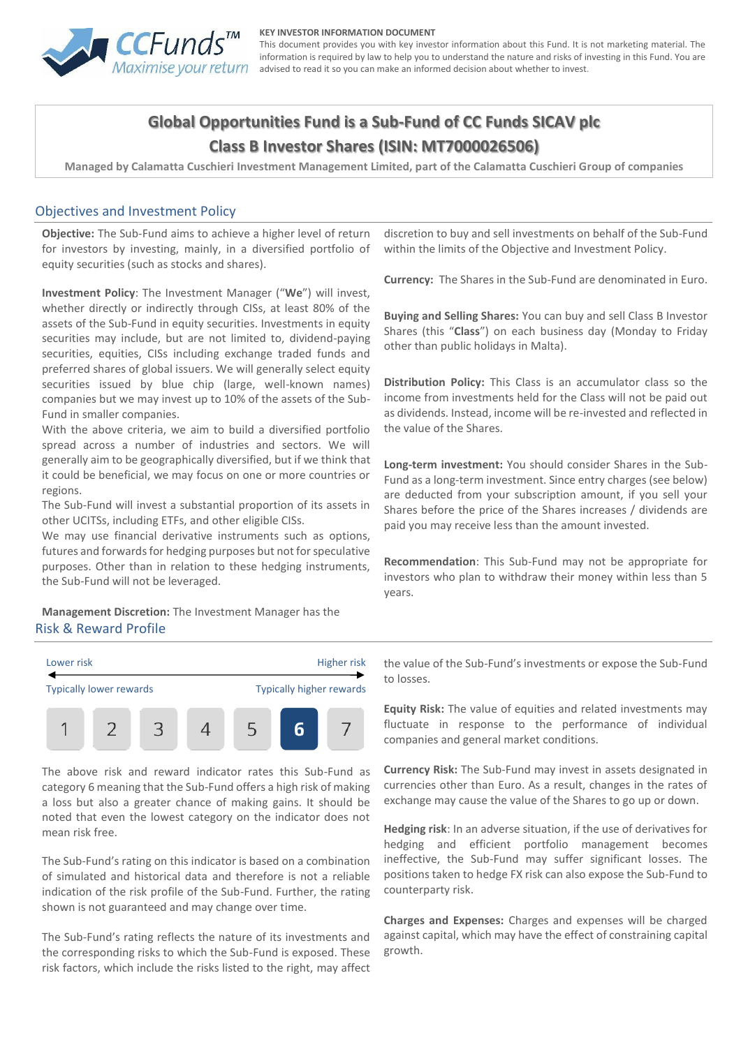**KEY INVESTOR INFORMATION DOCUMENT**

This document provides you with key investor information about this Fund. It is not marketing material. The information is required by law to help you to understand the nature and risks of investing in this Fund. You are advised to read it so you can make an informed decision about whether to invest.

# Global Opportunities Fund is a Sub-Fund of CC Funds SICAV plc

## Class B Investor Shares (ISIN: MT7000026506)

Managed by Calamatta Cuschieri Investment Management Limited, part of the Calamatta Cuschieri Group of companies

## Objectives and Investment Policy

**Objective:** The Sub-Fund aims to achieve a higher level of return for investors by investing, mainly, in a diversified portfolio of equity securities (such as stocks and shares).

**Investment Policy**: The Investment Manager ("**We**") will invest, whether directly or indirectly through CISs, at least 80% of the assets of the Sub-Fund in equity securities. Investments in equity securities may include, but are not limited to, dividend-paying securities, equities, CISs including exchange traded funds and preferred shares of global issuers. We will generally select equity securities issued by blue chip (large, well-known names) companies but we may invest up to 10% of the assets of the Sub-Fund in smaller companies.

With the above criteria, we aim to build a diversified portfolio spread across a number of industries and sectors. We will generally aim to be geographically diversified, but if we think that it could be beneficial, we may focus on one or more countries or regions.

The Sub-Fund will invest a substantial proportion of its assets in other UCITSs, including ETFs, and other eligible CISs.

We may use financial derivative instruments such as options, futures and forwards for hedging purposes but not for speculative purposes. Other than in relation to these hedging instruments, the Sub-Fund will not be leveraged.

**Management Discretion:** The Investment Manager has the discretion to buy and sell investments on behalf of the Sub-Fund within the limits of the Objective and Investment Policy.

**Currency:** The Shares in the Sub-Fund are denominated in Euro.

**Buying and Selling Shares:** You can buy and sell Class B Investor Shares (this "**Class**") on each business day (Monday to Friday other than public holidays in Malta).

**Distribution Policy:** This Class is an accumulator class so the income from investments held for the Class will not be paid out as dividends. Instead, income will be re-invested and reflected in the value of the Shares.

**Long-term investment:** You should consider Shares in the Sub-Fund as a long-term investment. Since entry charges (see below) are deducted from your subscription amount, if you sell your Shares before the price of the Shares increases / dividends are paid you may receive less than the amount invested.

**Recommendation**: This Sub-Fund may not be appropriate for investors who plan to withdraw their money within less than 5 years.

## Risk & Reward Profile

| Lower risk | | | | | | Higher risk |
|---|---|---|---|---|---|---|
| Typically lower rewards | | | | | | Typically higher rewards |
| 1 | 2 | 3 | 4 | 5 | **6** | 7 |

The above risk and reward indicator rates this Sub-Fund as category 6 meaning that the Sub-Fund offers a high risk of making a loss but also a greater chance of making gains. It should be noted that even the lowest category on the indicator does not mean risk free.

The Sub-Fund's rating on this indicator is based on a combination of simulated and historical data and therefore is not a reliable indication of the risk profile of the Sub-Fund. Further, the rating shown is not guaranteed and may change over time.

The Sub-Fund's rating reflects the nature of its investments and the corresponding risks to which the Sub-Fund is exposed. These risk factors, which include the risks listed to the right, may affect the value of the Sub-Fund's investments or expose the Sub-Fund to losses.

**Equity Risk:** The value of equities and related investments may fluctuate in response to the performance of individual companies and general market conditions.

**Currency Risk:** The Sub-Fund may invest in assets designated in currencies other than Euro. As a result, changes in the rates of exchange may cause the value of the Shares to go up or down.

**Hedging risk**: In an adverse situation, if the use of derivatives for hedging and efficient portfolio management becomes ineffective, the Sub-Fund may suffer significant losses. The positions taken to hedge FX risk can also expose the Sub-Fund to counterparty risk.

**Charges and Expenses:** Charges and expenses will be charged against capital, which may have the effect of constraining capital growth.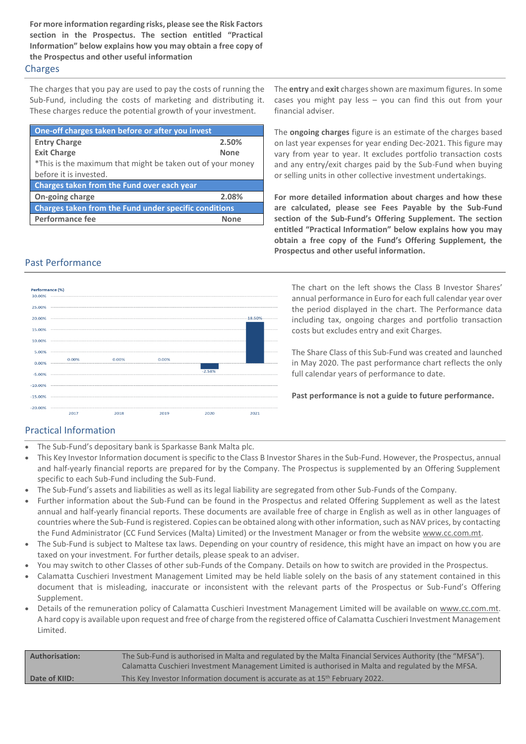**For more information regarding risks, please see the Risk Factors section in the Prospectus. The section entitled "Practical Information" below explains how you may obtain a free copy of the Prospectus and other useful information**

## Charges

The charges that you pay are used to pay the costs of running the Sub-Fund, including the costs of marketing and distributing it. These charges reduce the potential growth of your investment.

| | |
|---|---|
| **One-off charges taken before or after you invest** | |
| **Entry Charge** | **2.50%** |
| **Exit Charge** | **None** |
| *This is the maximum that might be taken out of your money before it is invested. | |
| **Charges taken from the Fund over each year** | |
| **On-going charge** | **2.08%** |
| **Charges taken from the Fund under specific conditions** | |
| **Performance fee** | **None** |

The **entry** and **exit** charges shown are maximum figures. In some cases you might pay less – you can find this out from your financial adviser.

The **ongoing charges** figure is an estimate of the charges based on last year expenses for year ending Dec-2021. This figure may vary from year to year. It excludes portfolio transaction costs and any entry/exit charges paid by the Sub-Fund when buying or selling units in other collective investment undertakings.

**For more detailed information about charges and how these are calculated, please see Fees Payable by the Sub-Fund section of the Sub-Fund's Offering Supplement. The section entitled "Practical Information" below explains how you may obtain a free copy of the Fund's Offering Supplement, the Prospectus and other useful information.**

## Past Performance

Performance (%)

30.00%
25.00%
20.00%
15.00%
10.00%
5.00%
0.00%
-5.00%
-10.00%
-15.00%
-20.00%

2017 2018 2019 2020 2021

0.00% 0.00% 0.00% -2.58% 18.50%

The chart on the left shows the Class B Investor Shares' annual performance in Euro for each full calendar year over the period displayed in the chart. The Performance data including tax, ongoing charges and portfolio transaction costs but excludes entry and exit Charges.

The Share Class of this Sub-Fund was created and launched in May 2020. The past performance chart reflects the only full calendar years of performance to date.

**Past performance is not a guide to future performance.**

## Practical Information

- The Sub-Fund's depositary bank is Sparkasse Bank Malta plc.
- This Key Investor Information document is specific to the Class B Investor Shares in the Sub-Fund. However, the Prospectus, annual and half-yearly financial reports are prepared for by the Company. The Prospectus is supplemented by an Offering Supplement specific to each Sub-Fund including the Sub-Fund.
- The Sub-Fund's assets and liabilities as well as its legal liability are segregated from other Sub-Funds of the Company.
- Further information about the Sub-Fund can be found in the Prospectus and related Offering Supplement as well as the latest annual and half-yearly financial reports. These documents are available free of charge in English as well as in other languages of countries where the Sub-Fund is registered. Copies can be obtained along with other information, such as NAV prices, by contacting the Fund Administrator (CC Fund Services (Malta) Limited) or the Investment Manager or from the website www.cc.com.mt.
- The Sub-Fund is subject to Maltese tax laws. Depending on your country of residence, this might have an impact on how you are taxed on your investment. For further details, please speak to an adviser.
- You may switch to other Classes of other sub-Funds of the Company. Details on how to switch are provided in the Prospectus.
- Calamatta Cuschieri Investment Management Limited may be held liable solely on the basis of any statement contained in this document that is misleading, inaccurate or inconsistent with the relevant parts of the Prospectus or Sub-Fund's Offering Supplement.
- Details of the remuneration policy of Calamatta Cuschieri Investment Management Limited will be available on www.cc.com.mt. A hard copy is available upon request and free of charge from the registered office of Calamatta Cuschieri Investment Management Limited.

| | |
|---|---|
| **Authorisation:** | The Sub-Fund is authorised in Malta and regulated by the Malta Financial Services Authority (the "MFSA"). Calamatta Cuschieri Investment Management Limited is authorised in Malta and regulated by the MFSA. |
| **Date of KIID:** | This Key Investor Information document is accurate as at 15th February 2022. |